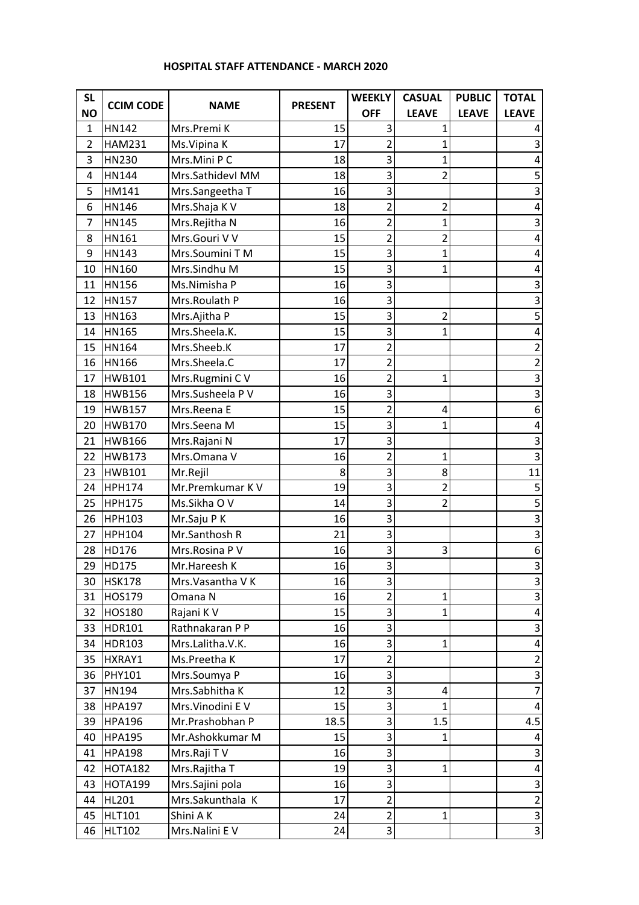**HOSPITAL STAFF ATTENDANCE - MARCH 2020**

| SL NO | CCIM CODE | NAME | PRESENT | WEEKLY OFF | CASUAL LEAVE | PUBLIC LEAVE | TOTAL LEAVE |
|---|---|---|---|---|---|---|---|
| 1 | HN142 | Mrs.Premi K | 15 | 3 | 1 | | 4 |
| 2 | HAM231 | Ms.Vipina K | 17 | 2 | 1 | | 3 |
| 3 | HN230 | Mrs.Mini P C | 18 | 3 | 1 | | 4 |
| 4 | HN144 | Mrs.SathidevI MM | 18 | 3 | 2 | | 5 |
| 5 | HM141 | Mrs.Sangeetha T | 16 | 3 | | | 3 |
| 6 | HN146 | Mrs.Shaja K V | 18 | 2 | 2 | | 4 |
| 7 | HN145 | Mrs.Rejitha N | 16 | 2 | 1 | | 3 |
| 8 | HN161 | Mrs.Gouri V V | 15 | 2 | 2 | | 4 |
| 9 | HN143 | Mrs.Soumini T M | 15 | 3 | 1 | | 4 |
| 10 | HN160 | Mrs.Sindhu M | 15 | 3 | 1 | | 4 |
| 11 | HN156 | Ms.Nimisha P | 16 | 3 | | | 3 |
| 12 | HN157 | Mrs.Roulath P | 16 | 3 | | | 3 |
| 13 | HN163 | Mrs.Ajitha P | 15 | 3 | 2 | | 5 |
| 14 | HN165 | Mrs.Sheela.K. | 15 | 3 | 1 | | 4 |
| 15 | HN164 | Mrs.Sheeb.K | 17 | 2 | | | 2 |
| 16 | HN166 | Mrs.Sheela.C | 17 | 2 | | | 2 |
| 17 | HWB101 | Mrs.Rugmini C V | 16 | 2 | 1 | | 3 |
| 18 | HWB156 | Mrs.Susheela P V | 16 | 3 | | | 3 |
| 19 | HWB157 | Mrs.Reena E | 15 | 2 | 4 | | 6 |
| 20 | HWB170 | Mrs.Seena M | 15 | 3 | 1 | | 4 |
| 21 | HWB166 | Mrs.Rajani N | 17 | 3 | | | 3 |
| 22 | HWB173 | Mrs.Omana V | 16 | 2 | 1 | | 3 |
| 23 | HWB101 | Mr.Rejil | 8 | 3 | 8 | | 11 |
| 24 | HPH174 | Mr.Premkumar K V | 19 | 3 | 2 | | 5 |
| 25 | HPH175 | Ms.Sikha O V | 14 | 3 | 2 | | 5 |
| 26 | HPH103 | Mr.Saju P K | 16 | 3 | | | 3 |
| 27 | HPH104 | Mr.Santhosh R | 21 | 3 | | | 3 |
| 28 | HD176 | Mrs.Rosina P V | 16 | 3 | 3 | | 6 |
| 29 | HD175 | Mr.Hareesh K | 16 | 3 | | | 3 |
| 30 | HSK178 | Mrs.Vasantha V K | 16 | 3 | | | 3 |
| 31 | HOS179 | Omana N | 16 | 2 | 1 | | 3 |
| 32 | HOS180 | Rajani K V | 15 | 3 | 1 | | 4 |
| 33 | HDR101 | Rathnakaran P P | 16 | 3 | | | 3 |
| 34 | HDR103 | Mrs.Lalitha.V.K. | 16 | 3 | 1 | | 4 |
| 35 | HXRAY1 | Ms.Preetha K | 17 | 2 | | | 2 |
| 36 | PHY101 | Mrs.Soumya P | 16 | 3 | | | 3 |
| 37 | HN194 | Mrs.Sabhitha K | 12 | 3 | 4 | | 7 |
| 38 | HPA197 | Mrs.Vinodini E V | 15 | 3 | 1 | | 4 |
| 39 | HPA196 | Mr.Prashobhan P | 18.5 | 3 | 1.5 | | 4.5 |
| 40 | HPA195 | Mr.Ashokkumar M | 15 | 3 | 1 | | 4 |
| 41 | HPA198 | Mrs.Raji T V | 16 | 3 | | | 3 |
| 42 | HOTA182 | Mrs.Rajitha T | 19 | 3 | 1 | | 4 |
| 43 | HOTA199 | Mrs.Sajini pola | 16 | 3 | | | 3 |
| 44 | HL201 | Mrs.Sakunthala K | 17 | 2 | | | 2 |
| 45 | HLT101 | Shini A K | 24 | 2 | 1 | | 3 |
| 46 | HLT102 | Mrs.Nalini E V | 24 | 3 | | | 3 |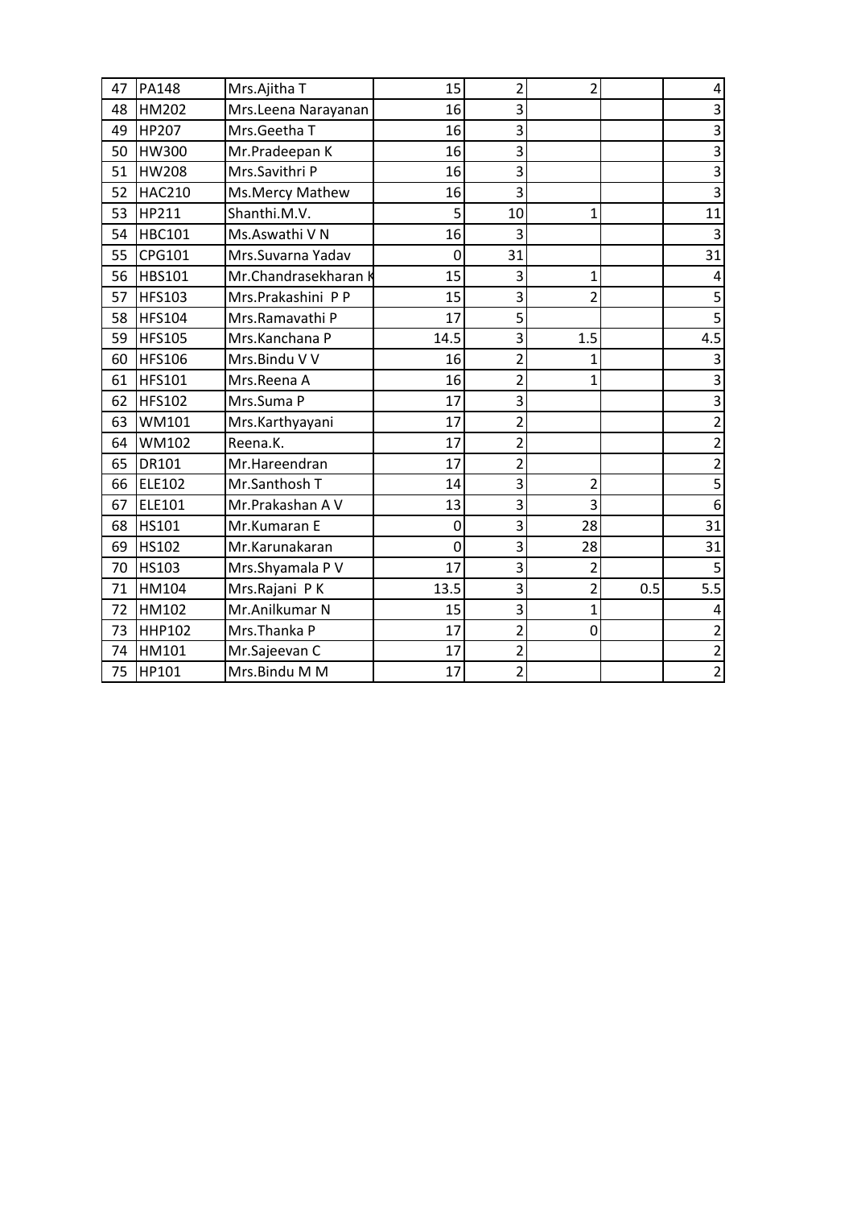| | | | | | | | |
|---|---|---|---|---|---|---|---|
| 47 | PA148 | Mrs.Ajitha T | 15 | 2 | 2 | | 4 |
| 48 | HM202 | Mrs.Leena Narayanan | 16 | 3 | | | 3 |
| 49 | HP207 | Mrs.Geetha T | 16 | 3 | | | 3 |
| 50 | HW300 | Mr.Pradeepan K | 16 | 3 | | | 3 |
| 51 | HW208 | Mrs.Savithri P | 16 | 3 | | | 3 |
| 52 | HAC210 | Ms.Mercy Mathew | 16 | 3 | | | 3 |
| 53 | HP211 | Shanthi.M.V. | 5 | 10 | 1 | | 11 |
| 54 | HBC101 | Ms.Aswathi V N | 16 | 3 | | | 3 |
| 55 | CPG101 | Mrs.Suvarna Yadav | 0 | 31 | | | 31 |
| 56 | HBS101 | Mr.Chandrasekharan K | 15 | 3 | 1 | | 4 |
| 57 | HFS103 | Mrs.Prakashini P P | 15 | 3 | 2 | | 5 |
| 58 | HFS104 | Mrs.Ramavathi P | 17 | 5 | | | 5 |
| 59 | HFS105 | Mrs.Kanchana P | 14.5 | 3 | 1.5 | | 4.5 |
| 60 | HFS106 | Mrs.Bindu V V | 16 | 2 | 1 | | 3 |
| 61 | HFS101 | Mrs.Reena A | 16 | 2 | 1 | | 3 |
| 62 | HFS102 | Mrs.Suma P | 17 | 3 | | | 3 |
| 63 | WM101 | Mrs.Karthyayani | 17 | 2 | | | 2 |
| 64 | WM102 | Reena.K. | 17 | 2 | | | 2 |
| 65 | DR101 | Mr.Hareendran | 17 | 2 | | | 2 |
| 66 | ELE102 | Mr.Santhosh T | 14 | 3 | 2 | | 5 |
| 67 | ELE101 | Mr.Prakashan A V | 13 | 3 | 3 | | 6 |
| 68 | HS101 | Mr.Kumaran E | 0 | 3 | 28 | | 31 |
| 69 | HS102 | Mr.Karunakaran | 0 | 3 | 28 | | 31 |
| 70 | HS103 | Mrs.Shyamala P V | 17 | 3 | 2 | | 5 |
| 71 | HM104 | Mrs.Rajani P K | 13.5 | 3 | 2 | 0.5 | 5.5 |
| 72 | HM102 | Mr.Anilkumar N | 15 | 3 | 1 | | 4 |
| 73 | HHP102 | Mrs.Thanka P | 17 | 2 | 0 | | 2 |
| 74 | HM101 | Mr.Sajeevan C | 17 | 2 | | | 2 |
| 75 | HP101 | Mrs.Bindu M M | 17 | 2 | | | 2 |